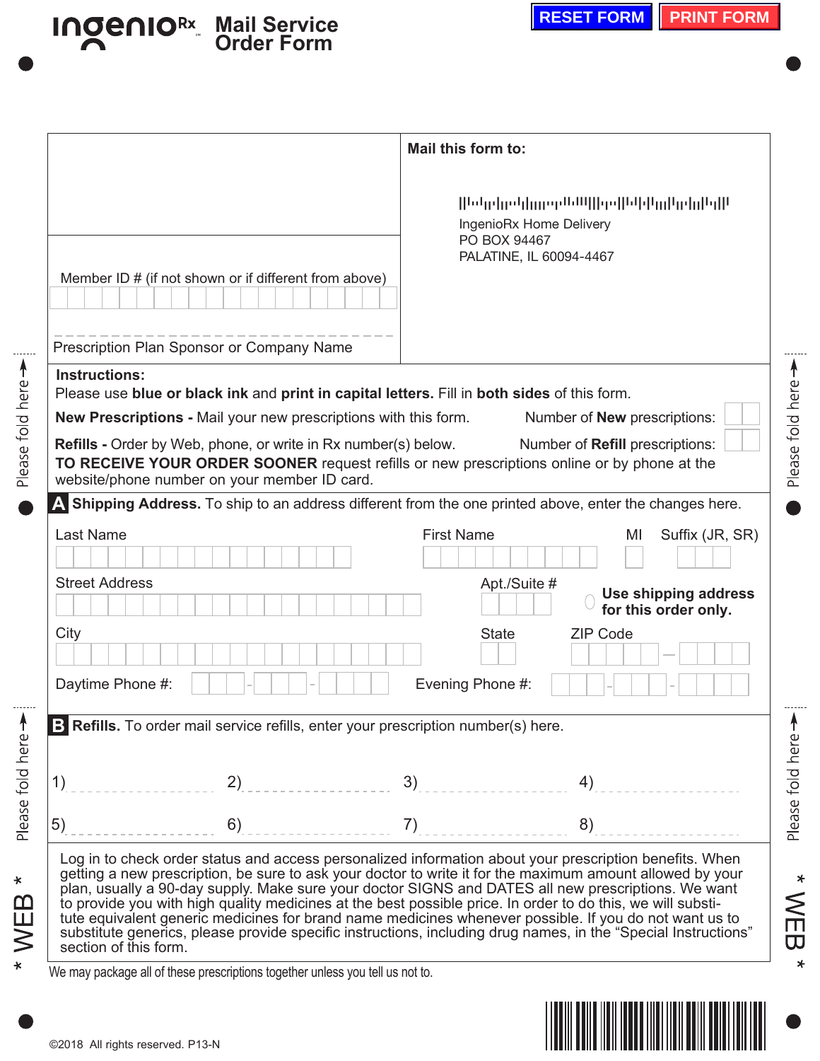# IngenioRx Mail Service Order Form

RESET FORM | PRINT FORM

Member ID # (if not shown or if different from above)

Prescription Plan Sponsor or Company Name

**Mail this form to:**

IngenioRx Home Delivery
PO BOX 94467
PALATINE, IL 60094-4467

**Instructions:**
Please use **blue or black ink** and **print in capital letters.** Fill in **both sides** of this form.

**New Prescriptions -** Mail your new prescriptions with this form. Number of **New** prescriptions:

**Refills -** Order by Web, phone, or write in Rx number(s) below. Number of **Refill** prescriptions:

**TO RECEIVE YOUR ORDER SOONER** request refills or new prescriptions online or by phone at the website/phone number on your member ID card.

## A Shipping Address.

To ship to an address different from the one printed above, enter the changes here.

Last Name | First Name | MI | Suffix (JR, SR)

Street Address | Apt./Suite # | **Use shipping address for this order only.**

City | State | ZIP Code

Daytime Phone #: | Evening Phone #:

## B Refills.

To order mail service refills, enter your prescription number(s) here.

1) 2) 3) 4)

5) 6) 7) 8)

Log in to check order status and access personalized information about your prescription benefits. When getting a new prescription, be sure to ask your doctor to write it for the maximum amount allowed by your plan, usually a 90-day supply. Make sure your doctor SIGNS and DATES all new prescriptions. We want to provide you with high quality medicines at the best possible price. In order to do this, we will substitute equivalent generic medicines for brand name medicines whenever possible. If you do not want us to substitute generics, please provide specific instructions, including drug names, in the "Special Instructions" section of this form.

We may package all of these prescriptions together unless you tell us not to.

©2018 All rights reserved. P13-N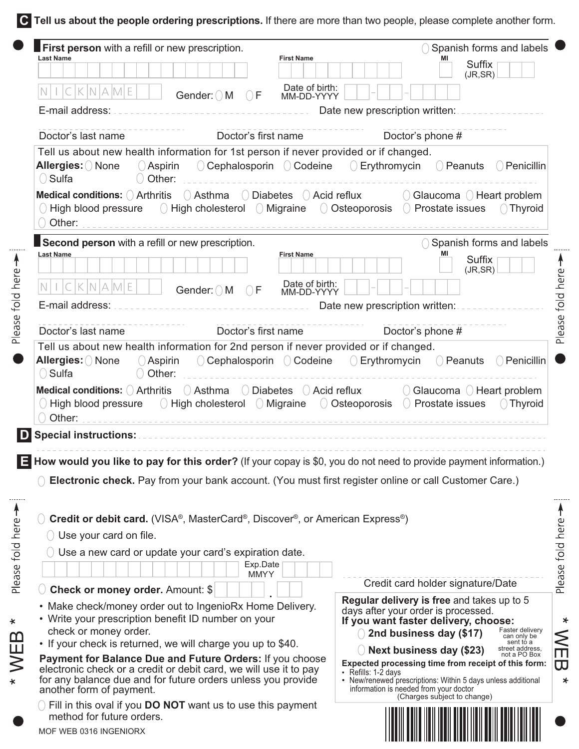## C Tell us about the people ordering prescriptions.

If there are more than two people, please complete another form.

### First person with a refill or new prescription.

○ Spanish forms and labels

Last Name | First Name | MI | Suffix (JR,SR)

NICKNAME

Gender: ○ M ○ F

Date of birth: MM-DD-YYYY

E-mail address:

Date new prescription written:

Doctor's last name | Doctor's first name | Doctor's phone #

Tell us about new health information for 1st person if never provided or if changed.

**Allergies:** ○ None ○ Aspirin ○ Cephalosporin ○ Codeine ○ Erythromycin ○ Peanuts ○ Penicillin ○ Sulfa ○ Other:

**Medical conditions:** ○ Arthritis ○ Asthma ○ Diabetes ○ Acid reflux ○ Glaucoma ○ Heart problem ○ High blood pressure ○ High cholesterol ○ Migraine ○ Osteoporosis ○ Prostate issues ○ Thyroid ○ Other:

### Second person with a refill or new prescription.

○ Spanish forms and labels

Last Name | First Name | MI | Suffix (JR,SR)

NICKNAME

Gender: ○ M ○ F

Date of birth: MM-DD-YYYY

E-mail address:

Date new prescription written:

Doctor's last name | Doctor's first name | Doctor's phone #

Tell us about new health information for 2nd person if never provided or if changed.

**Allergies:** ○ None ○ Aspirin ○ Cephalosporin ○ Codeine ○ Erythromycin ○ Peanuts ○ Penicillin ○ Sulfa ○ Other:

**Medical conditions:** ○ Arthritis ○ Asthma ○ Diabetes ○ Acid reflux ○ Glaucoma ○ Heart problem ○ High blood pressure ○ High cholesterol ○ Migraine ○ Osteoporosis ○ Prostate issues ○ Thyroid ○ Other:

## D Special instructions:

## E How would you like to pay for this order?

(If your copay is $0, you do not need to provide payment information.)

○ **Electronic check.** Pay from your bank account. (You must first register online or call Customer Care.)

○ **Credit or debit card.** (VISA®, MasterCard®, Discover®, or American Express®)

○ Use your card on file.

○ Use a new card or update your card's expiration date.

Exp.Date MMYY

Credit card holder signature/Date

○ **Check or money order.** Amount: $ .

- Make check/money order out to IngenioRx Home Delivery.
- Write your prescription benefit ID number on your check or money order.
- If your check is returned, we will charge you up to $40.

**Payment for Balance Due and Future Orders:** If you choose electronic check or a credit or debit card, we will use it to pay for any balance due and for future orders unless you provide another form of payment.

○ Fill in this oval if you **DO NOT** want us to use this payment method for future orders.

**Regular delivery is free** and takes up to 5 days after your order is processed.

**If you want faster delivery, choose:**

○ **2nd business day ($17)**

○ **Next business day ($23)**

Faster delivery can only be sent to a street address, not a PO Box

**Expected processing time from receipt of this form:**

- Refills: 1-2 days
- New/renewed prescriptions: Within 5 days unless additional information is needed from your doctor

(Charges subject to change)

Please fold here

* WEB *

MOF WEB 0316 INGENIORX